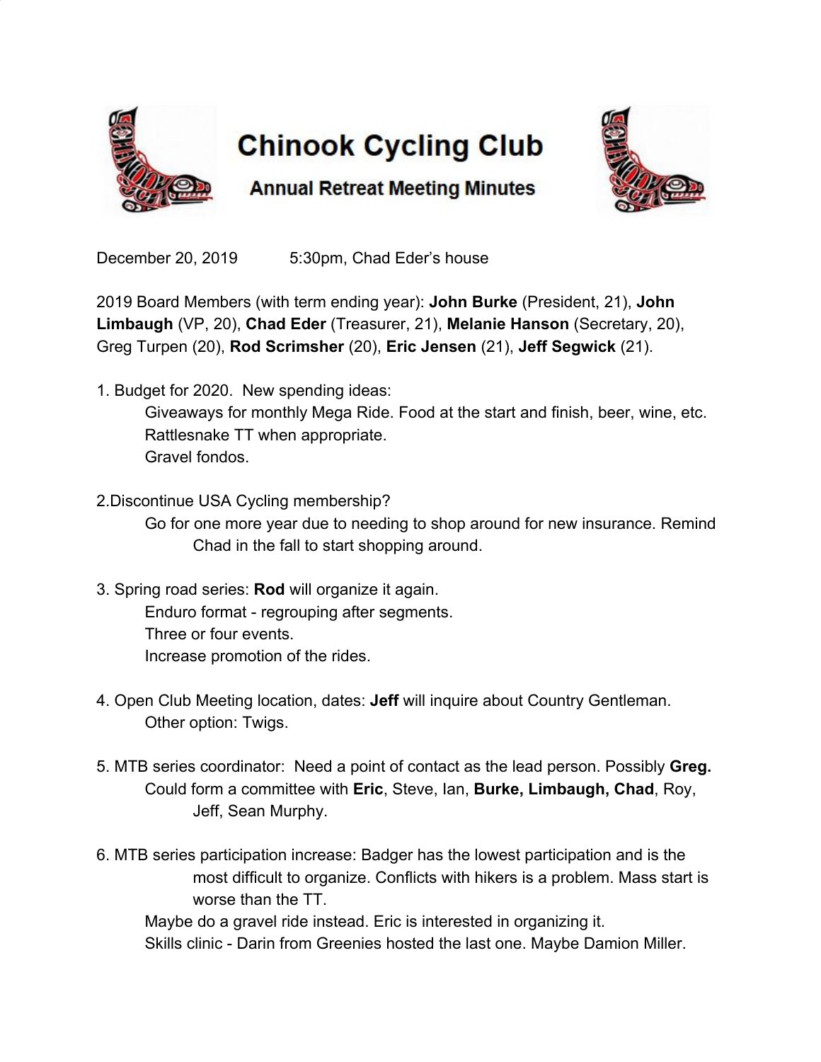# Chinook Cycling Club

## Annual Retreat Meeting Minutes

December 20, 2019 5:30pm, Chad Eder's house

2019 Board Members (with term ending year): **John Burke** (President, 21), **John Limbaugh** (VP, 20), **Chad Eder** (Treasurer, 21), **Melanie Hanson** (Secretary, 20), Greg Turpen (20), **Rod Scrimsher** (20), **Eric Jensen** (21), **Jeff Segwick** (21).

1. Budget for 2020. New spending ideas:
   - Giveaways for monthly Mega Ride. Food at the start and finish, beer, wine, etc.
   - Rattlesnake TT when appropriate.
   - Gravel fondos.

2. Discontinue USA Cycling membership?
   - Go for one more year due to needing to shop around for new insurance. Remind Chad in the fall to start shopping around.

3. Spring road series: **Rod** will organize it again.
   - Enduro format - regrouping after segments.
   - Three or four events.
   - Increase promotion of the rides.

4. Open Club Meeting location, dates: **Jeff** will inquire about Country Gentleman.
   - Other option: Twigs.

5. MTB series coordinator: Need a point of contact as the lead person. Possibly **Greg.**
   - Could form a committee with **Eric**, Steve, Ian, **Burke, Limbaugh, Chad**, Roy, Jeff, Sean Murphy.

6. MTB series participation increase: Badger has the lowest participation and is the most difficult to organize. Conflicts with hikers is a problem. Mass start is worse than the TT.
   - Maybe do a gravel ride instead. Eric is interested in organizing it.
   - Skills clinic - Darin from Greenies hosted the last one. Maybe Damion Miller.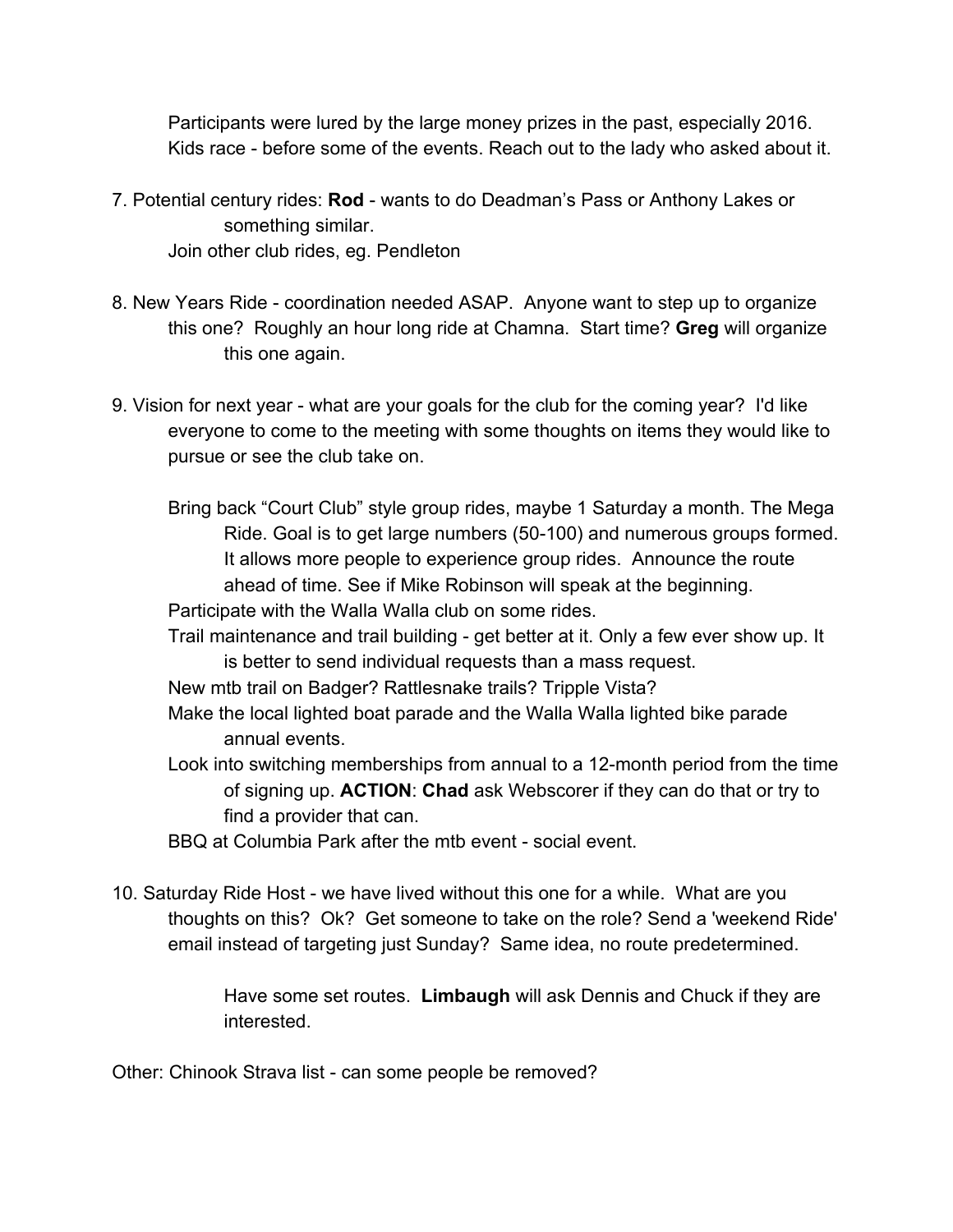Participants were lured by the large money prizes in the past, especially 2016. Kids race - before some of the events. Reach out to the lady who asked about it.

7. Potential century rides: **Rod** - wants to do Deadman's Pass or Anthony Lakes or something similar.
   Join other club rides, eg. Pendleton

8. New Years Ride - coordination needed ASAP. Anyone want to step up to organize this one? Roughly an hour long ride at Chamna. Start time? **Greg** will organize this one again.

9. Vision for next year - what are your goals for the club for the coming year? I'd like everyone to come to the meeting with some thoughts on items they would like to pursue or see the club take on.

   Bring back "Court Club" style group rides, maybe 1 Saturday a month. The Mega Ride. Goal is to get large numbers (50-100) and numerous groups formed. It allows more people to experience group rides. Announce the route ahead of time. See if Mike Robinson will speak at the beginning.
   Participate with the Walla Walla club on some rides.
   Trail maintenance and trail building - get better at it. Only a few ever show up. It is better to send individual requests than a mass request.
   New mtb trail on Badger? Rattlesnake trails? Tripple Vista?
   Make the local lighted boat parade and the Walla Walla lighted bike parade annual events.
   Look into switching memberships from annual to a 12-month period from the time of signing up. **ACTION**: **Chad** ask Webscorer if they can do that or try to find a provider that can.
   BBQ at Columbia Park after the mtb event - social event.

10. Saturday Ride Host - we have lived without this one for a while. What are you thoughts on this? Ok? Get someone to take on the role? Send a 'weekend Ride' email instead of targeting just Sunday? Same idea, no route predetermined.

    Have some set routes. **Limbaugh** will ask Dennis and Chuck if they are interested.

Other: Chinook Strava list - can some people be removed?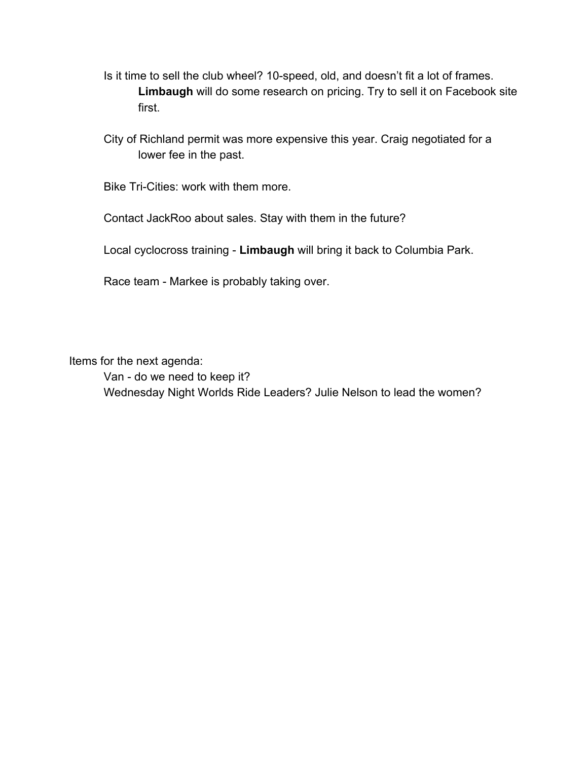Is it time to sell the club wheel? 10-speed, old, and doesn't fit a lot of frames.
**Limbaugh** will do some research on pricing. Try to sell it on Facebook site first.

City of Richland permit was more expensive this year. Craig negotiated for a lower fee in the past.

Bike Tri-Cities: work with them more.

Contact JackRoo about sales. Stay with them in the future?

Local cyclocross training - **Limbaugh** will bring it back to Columbia Park.

Race team - Markee is probably taking over.

Items for the next agenda:

Van - do we need to keep it?

Wednesday Night Worlds Ride Leaders? Julie Nelson to lead the women?